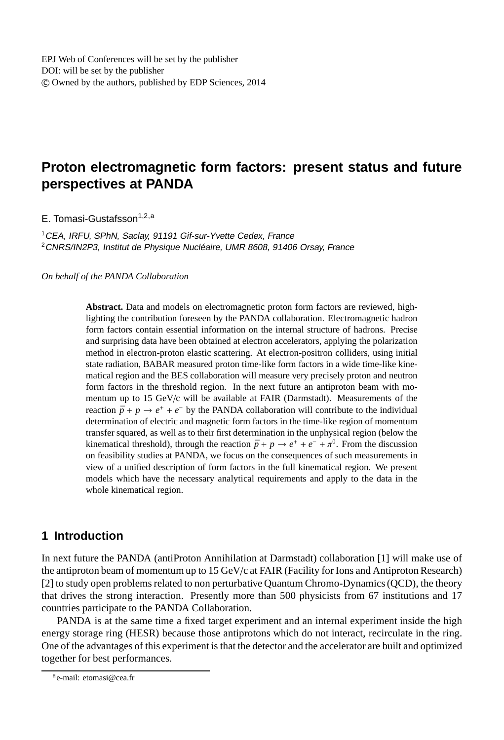EPJ Web of Conferences will be set by the publisher
DOI: will be set by the publisher
© Owned by the authors, published by EDP Sciences, 2014

# Proton electromagnetic form factors: present status and future perspectives at PANDA

E. Tomasi-Gustafsson[1,2,a]

[1] *CEA, IRFU, SPhN, Saclay, 91191 Gif-sur-Yvette Cedex, France*
[2] *CNRS/IN2P3, Institut de Physique Nucléaire, UMR 8608, 91406 Orsay, France*

*On behalf of the PANDA Collaboration*

**Abstract.** Data and models on electromagnetic proton form factors are reviewed, highlighting the contribution foreseen by the PANDA collaboration. Electromagnetic hadron form factors contain essential information on the internal structure of hadrons. Precise and surprising data have been obtained at electron accelerators, applying the polarization method in electron-proton elastic scattering. At electron-positron colliders, using initial state radiation, BABAR measured proton time-like form factors in a wide time-like kinematical region and the BES collaboration will measure very precisely proton and neutron form factors in the threshold region. In the next future an antiproton beam with momentum up to 15 GeV/c will be available at FAIR (Darmstadt). Measurements of the reaction $\bar{p} + p \to e^{+} + e^{-}$ by the PANDA collaboration will contribute to the individual determination of electric and magnetic form factors in the time-like region of momentum transfer squared, as well as to their first determination in the unphysical region (below the kinematical threshold), through the reaction $\bar{p} + p \to e^{+} + e^{-} + \pi^{0}$. From the discussion on feasibility studies at PANDA, we focus on the consequences of such measurements in view of a unified description of form factors in the full kinematical region. We present models which have the necessary analytical requirements and apply to the data in the whole kinematical region.

## 1 Introduction

In next future the PANDA (antiProton Annihilation at Darmstadt) collaboration [1] will make use of the antiproton beam of momentum up to 15 GeV/c at FAIR (Facility for Ions and Antiproton Research) [2] to study open problems related to non perturbative Quantum Chromo-Dynamics (QCD), the theory that drives the strong interaction. Presently more than 500 physicists from 67 institutions and 17 countries participate to the PANDA Collaboration.

PANDA is at the same time a fixed target experiment and an internal experiment inside the high energy storage ring (HESR) because those antiprotons which do not interact, recirculate in the ring. One of the advantages of this experiment is that the detector and the accelerator are built and optimized together for best performances.

[a] e-mail: etomasi@cea.fr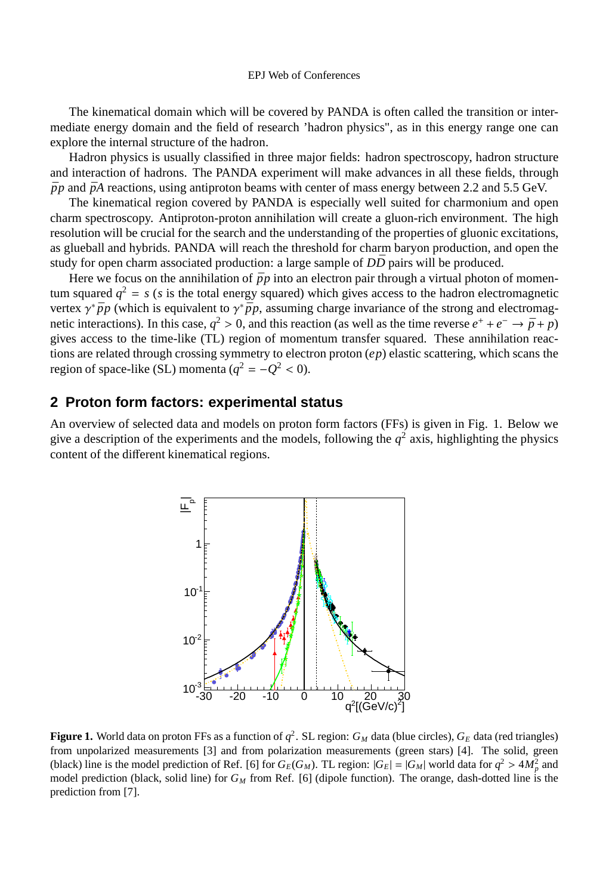The kinematical domain which will be covered by PANDA is often called the transition or intermediate energy domain and the field of research 'hadron physics", as in this energy range one can explore the internal structure of the hadron.

Hadron physics is usually classified in three major fields: hadron spectroscopy, hadron structure and interaction of hadrons. The PANDA experiment will make advances in all these fields, through $\bar{p}p$ and $\bar{p}A$ reactions, using antiproton beams with center of mass energy between 2.2 and 5.5 GeV.

The kinematical region covered by PANDA is especially well suited for charmonium and open charm spectroscopy. Antiproton-proton annihilation will create a gluon-rich environment. The high resolution will be crucial for the search and the understanding of the properties of gluonic excitations, as glueball and hybrids. PANDA will reach the threshold for charm baryon production, and open the study for open charm associated production: a large sample of $D\bar{D}$ pairs will be produced.

Here we focus on the annihilation of $\bar{p}p$ into an electron pair through a virtual photon of momentum squared $q^2 = s$ ($s$ is the total energy squared) which gives access to the hadron electromagnetic vertex $\gamma^*\bar{p}p$ (which is equivalent to $\gamma^*\bar{p}p$, assuming charge invariance of the strong and electromagnetic interactions). In this case, $q^2 > 0$, and this reaction (as well as the time reverse $e^+ + e^- \to \bar{p} + p$) gives access to the time-like (TL) region of momentum transfer squared. These annihilation reactions are related through crossing symmetry to electron proton ($ep$) elastic scattering, which scans the region of space-like (SL) momenta ($q^2 = -Q^2 < 0$).

## 2 Proton form factors: experimental status

An overview of selected data and models on proton form factors (FFs) is given in Fig. 1. Below we give a description of the experiments and the models, following the $q^2$ axis, highlighting the physics content of the different kinematical regions.

**Figure 1.** World data on proton FFs as a function of $q^2$. SL region: $G_M$ data (blue circles), $G_E$ data (red triangles) from unpolarized measurements [3] and from polarization measurements (green stars) [4]. The solid, green (black) line is the model prediction of Ref. [6] for $G_E(G_M)$. TL region: $|G_E| = |G_M|$ world data for $q^2 > 4M_p^2$ and model prediction (black, solid line) for $G_M$ from Ref. [6] (dipole function). The orange, dash-dotted line is the prediction from [7].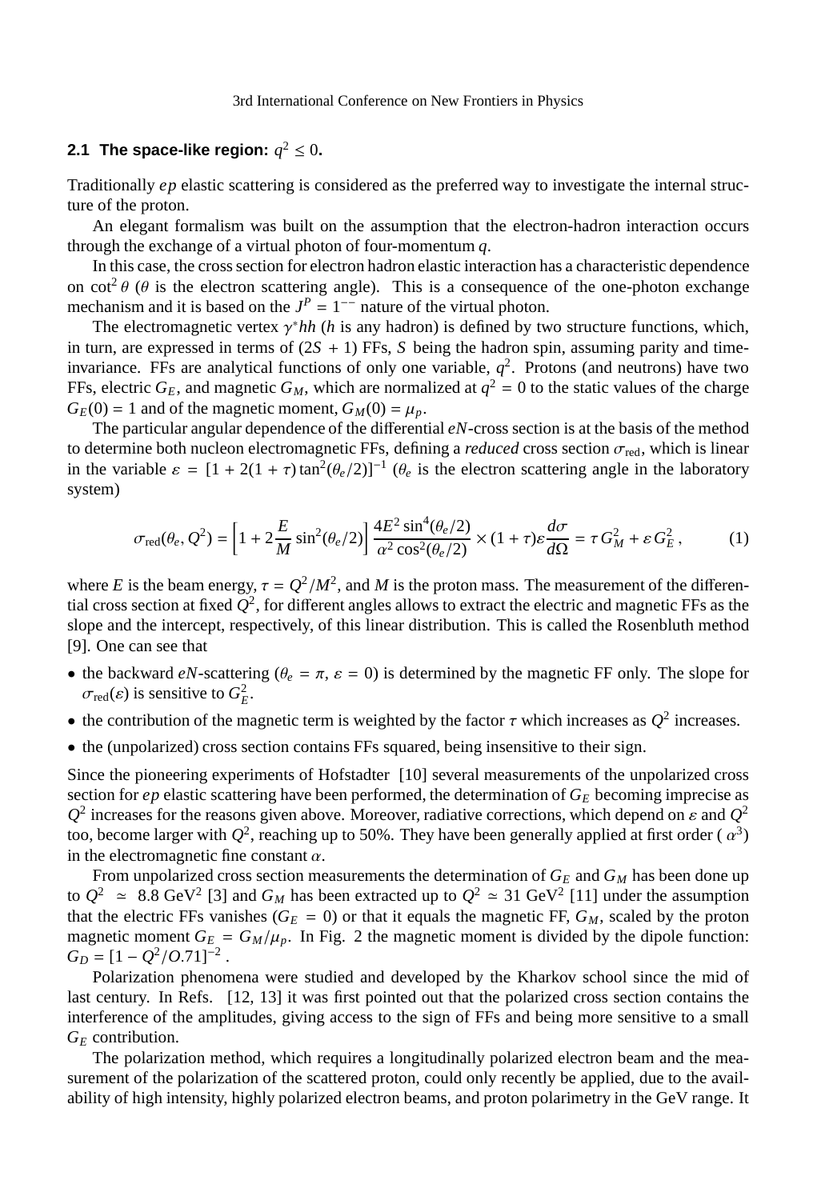### 2.1 The space-like region: $q^2 \leq 0$.

Traditionally *ep* elastic scattering is considered as the preferred way to investigate the internal structure of the proton.

An elegant formalism was built on the assumption that the electron-hadron interaction occurs through the exchange of a virtual photon of four-momentum $q$.

In this case, the cross section for electron hadron elastic interaction has a characteristic dependence on $\cot^2\theta$ ($\theta$ is the electron scattering angle). This is a consequence of the one-photon exchange mechanism and it is based on the $J^P = 1^{--}$ nature of the virtual photon.

The electromagnetic vertex $\gamma^* hh$ ($h$ is any hadron) is defined by two structure functions, which, in turn, are expressed in terms of $(2S + 1)$ FFs, $S$ being the hadron spin, assuming parity and time-invariance. FFs are analytical functions of only one variable, $q^2$. Protons (and neutrons) have two FFs, electric $G_E$, and magnetic $G_M$, which are normalized at $q^2 = 0$ to the static values of the charge $G_E(0) = 1$ and of the magnetic moment, $G_M(0) = \mu_p$.

The particular angular dependence of the differential *eN*-cross section is at the basis of the method to determine both nucleon electromagnetic FFs, defining a *reduced* cross section $\sigma_{\rm red}$, which is linear in the variable $\varepsilon = [1 + 2(1 + \tau)\tan^2(\theta_e/2)]^{-1}$ ($\theta_e$ is the electron scattering angle in the laboratory system)

$$\sigma_{\rm red}(\theta_e, Q^2) = \left[1 + 2\frac{E}{M}\sin^2(\theta_e/2)\right]\frac{4E^2\sin^4(\theta_e/2)}{\alpha^2\cos^2(\theta_e/2)} \times (1+\tau)\varepsilon\frac{d\sigma}{d\Omega} = \tau\, G_M^2 + \varepsilon\, G_E^2\,, \tag{1}$$

where $E$ is the beam energy, $\tau = Q^2/M^2$, and $M$ is the proton mass. The measurement of the differential cross section at fixed $Q^2$, for different angles allows to extract the electric and magnetic FFs as the slope and the intercept, respectively, of this linear distribution. This is called the Rosenbluth method [9]. One can see that

- the backward *eN*-scattering ($\theta_e = \pi$, $\varepsilon = 0$) is determined by the magnetic FF only. The slope for $\sigma_{\rm red}(\varepsilon)$ is sensitive to $G_E^2$.
- the contribution of the magnetic term is weighted by the factor $\tau$ which increases as $Q^2$ increases.
- the (unpolarized) cross section contains FFs squared, being insensitive to their sign.

Since the pioneering experiments of Hofstadter [10] several measurements of the unpolarized cross section for *ep* elastic scattering have been performed, the determination of $G_E$ becoming imprecise as $Q^2$ increases for the reasons given above. Moreover, radiative corrections, which depend on $\varepsilon$ and $Q^2$ too, become larger with $Q^2$, reaching up to 50%. They have been generally applied at first order ( $\alpha^3$) in the electromagnetic fine constant $\alpha$.

From unpolarized cross section measurements the determination of $G_E$ and $G_M$ has been done up to $Q^2 \simeq 8.8$ GeV$^2$ [3] and $G_M$ has been extracted up to $Q^2 \simeq 31$ GeV$^2$ [11] under the assumption that the electric FFs vanishes ($G_E = 0$) or that it equals the magnetic FF, $G_M$, scaled by the proton magnetic moment $G_E = G_M/\mu_p$. In Fig. 2 the magnetic moment is divided by the dipole function: $G_D = [1 - Q^2/O.71]^{-2}$ .

Polarization phenomena were studied and developed by the Kharkov school since the mid of last century. In Refs. [12, 13] it was first pointed out that the polarized cross section contains the interference of the amplitudes, giving access to the sign of FFs and being more sensitive to a small $G_E$ contribution.

The polarization method, which requires a longitudinally polarized electron beam and the measurement of the polarization of the scattered proton, could only recently be applied, due to the availability of high intensity, highly polarized electron beams, and proton polarimetry in the GeV range. It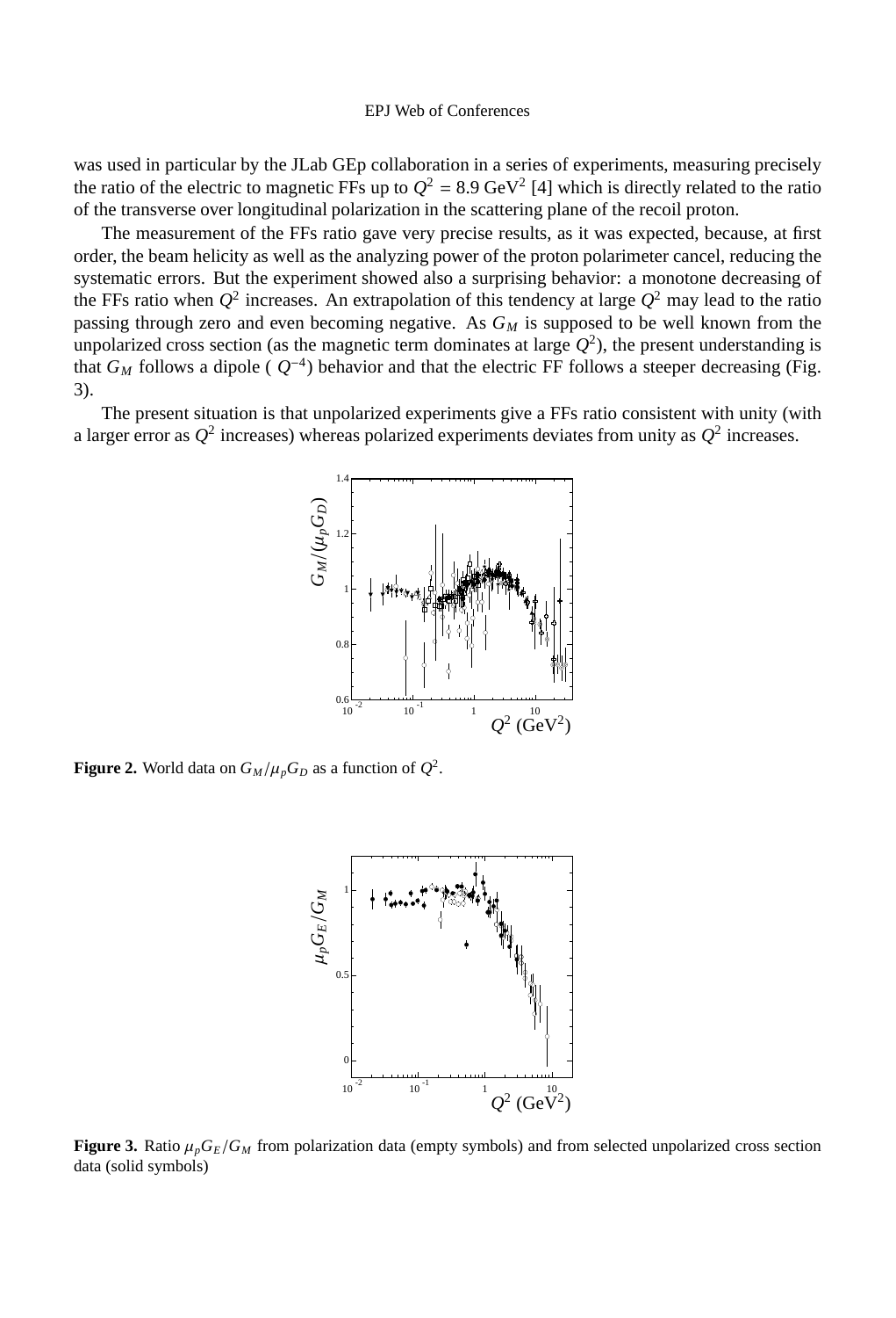was used in particular by the JLab GEp collaboration in a series of experiments, measuring precisely the ratio of the electric to magnetic FFs up to $Q^2 = 8.9$ GeV$^2$ [4] which is directly related to the ratio of the transverse over longitudinal polarization in the scattering plane of the recoil proton.

The measurement of the FFs ratio gave very precise results, as it was expected, because, at first order, the beam helicity as well as the analyzing power of the proton polarimeter cancel, reducing the systematic errors. But the experiment showed also a surprising behavior: a monotone decreasing of the FFs ratio when $Q^2$ increases. An extrapolation of this tendency at large $Q^2$ may lead to the ratio passing through zero and even becoming negative. As $G_M$ is supposed to be well known from the unpolarized cross section (as the magnetic term dominates at large $Q^2$), the present understanding is that $G_M$ follows a dipole ( $Q^{-4}$) behavior and that the electric FF follows a steeper decreasing (Fig. 3).

The present situation is that unpolarized experiments give a FFs ratio consistent with unity (with a larger error as $Q^2$ increases) whereas polarized experiments deviates from unity as $Q^2$ increases.

**Figure 2.** World data on $G_M/\mu_p G_D$ as a function of $Q^2$.

**Figure 3.** Ratio $\mu_p G_E/G_M$ from polarization data (empty symbols) and from selected unpolarized cross section data (solid symbols)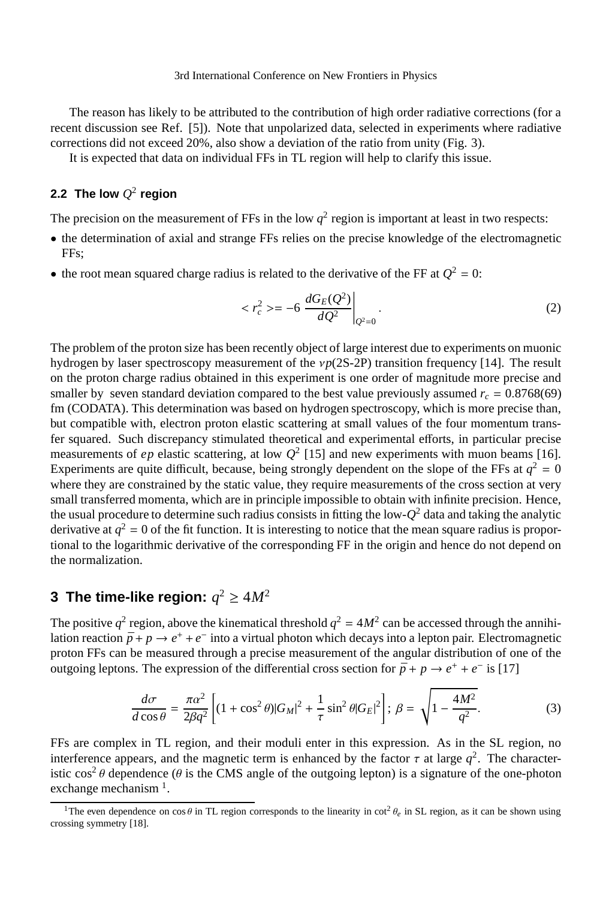The reason has likely to be attributed to the contribution of high order radiative corrections (for a recent discussion see Ref. [5]). Note that unpolarized data, selected in experiments where radiative corrections did not exceed 20%, also show a deviation of the ratio from unity (Fig. 3).

It is expected that data on individual FFs in TL region will help to clarify this issue.

### 2.2 The low $Q^2$ region

The precision on the measurement of FFs in the low $q^2$ region is important at least in two respects:

- the determination of axial and strange FFs relies on the precise knowledge of the electromagnetic FFs;
- the root mean squared charge radius is related to the derivative of the FF at $Q^2 = 0$:

$$< r_c^2 >= -6 \left. \frac{dG_E(Q^2)}{dQ^2} \right|_{Q^2=0}. \tag{2}$$

The problem of the proton size has been recently object of large interest due to experiments on muonic hydrogen by laser spectroscopy measurement of the $\nu p$(2S-2P) transition frequency [14]. The result on the proton charge radius obtained in this experiment is one order of magnitude more precise and smaller by seven standard deviation compared to the best value previously assumed $r_c = 0.8768(69)$ fm (CODATA). This determination was based on hydrogen spectroscopy, which is more precise than, but compatible with, electron proton elastic scattering at small values of the four momentum transfer squared. Such discrepancy stimulated theoretical and experimental efforts, in particular precise measurements of $ep$ elastic scattering, at low $Q^2$ [15] and new experiments with muon beams [16]. Experiments are quite difficult, because, being strongly dependent on the slope of the FFs at $q^2 = 0$ where they are constrained by the static value, they require measurements of the cross section at very small transferred momenta, which are in principle impossible to obtain with infinite precision. Hence, the usual procedure to determine such radius consists in fitting the low-$Q^2$ data and taking the analytic derivative at $q^2 = 0$ of the fit function. It is interesting to notice that the mean square radius is proportional to the logarithmic derivative of the corresponding FF in the origin and hence do not depend on the normalization.

## 3 The time-like region: $q^2 \geq 4M^2$

The positive $q^2$ region, above the kinematical threshold $q^2 = 4M^2$ can be accessed through the annihilation reaction $\bar{p} + p \to e^+ + e^-$ into a virtual photon which decays into a lepton pair. Electromagnetic proton FFs can be measured through a precise measurement of the angular distribution of one of the outgoing leptons. The expression of the differential cross section for $\bar{p} + p \to e^+ + e^-$ is [17]

$$\frac{d\sigma}{d\cos\theta} = \frac{\pi\alpha^2}{2\beta q^2}\left[(1+\cos^2\theta)|G_M|^2 + \frac{1}{\tau}\sin^2\theta|G_E|^2\right];\ \beta = \sqrt{1-\frac{4M^2}{q^2}}. \tag{3}$$

FFs are complex in TL region, and their moduli enter in this expression. As in the SL region, no interference appears, and the magnetic term is enhanced by the factor $\tau$ at large $q^2$. The characteristic $\cos^2\theta$ dependence ($\theta$ is the CMS angle of the outgoing lepton) is a signature of the one-photon exchange mechanism [1].

[1] The even dependence on $\cos\theta$ in TL region corresponds to the linearity in $\cot^2\theta_e$ in SL region, as it can be shown using crossing symmetry [18].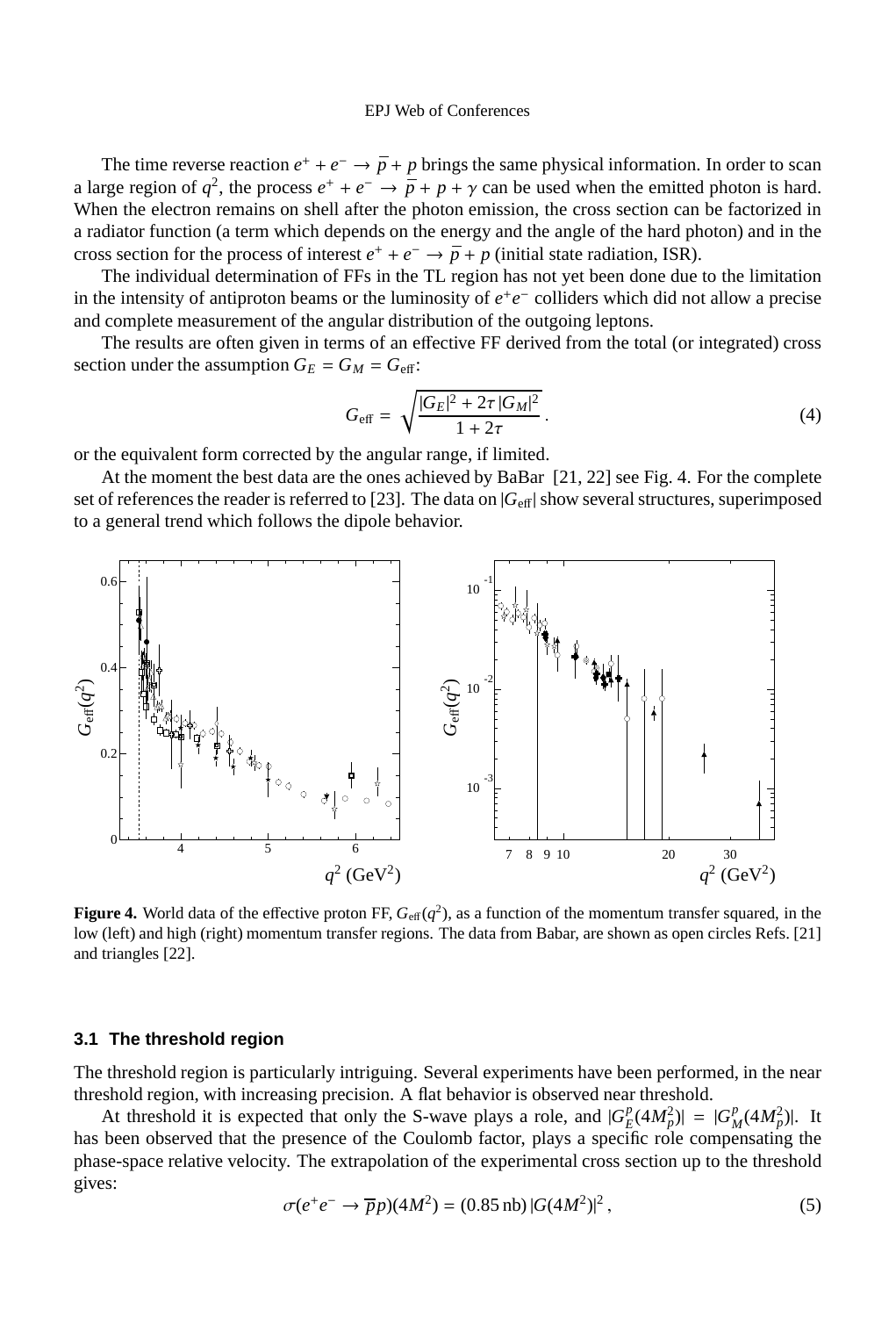The time reverse reaction $e^+ + e^- \to \overline{p} + p$ brings the same physical information. In order to scan a large region of $q^2$, the process $e^+ + e^- \to \overline{p} + p + \gamma$ can be used when the emitted photon is hard. When the electron remains on shell after the photon emission, the cross section can be factorized in a radiator function (a term which depends on the energy and the angle of the hard photon) and in the cross section for the process of interest $e^+ + e^- \to \overline{p} + p$ (initial state radiation, ISR).

The individual determination of FFs in the TL region has not yet been done due to the limitation in the intensity of antiproton beams or the luminosity of $e^+e^-$ colliders which did not allow a precise and complete measurement of the angular distribution of the outgoing leptons.

The results are often given in terms of an effective FF derived from the total (or integrated) cross section under the assumption $G_E = G_M = G_{\rm eff}$:

$$G_{\rm eff} = \sqrt{\frac{|G_E|^2 + 2\tau\,|G_M|^2}{1+2\tau}}\,. \tag{4}$$

or the equivalent form corrected by the angular range, if limited.

At the moment the best data are the ones achieved by BaBar [21, 22] see Fig. 4. For the complete set of references the reader is referred to [23]. The data on $|G_{\rm eff}|$ show several structures, superimposed to a general trend which follows the dipole behavior.

**Figure 4.** World data of the effective proton FF, $G_{\rm eff}(q^2)$, as a function of the momentum transfer squared, in the low (left) and high (right) momentum transfer regions. The data from Babar, are shown as open circles Refs. [21] and triangles [22].

### 3.1 The threshold region

The threshold region is particularly intriguing. Several experiments have been performed, in the near threshold region, with increasing precision. A flat behavior is observed near threshold.

At threshold it is expected that only the S-wave plays a role, and $|G_E^p(4M_p^2)| = |G_M^p(4M_p^2)|$. It has been observed that the presence of the Coulomb factor, plays a specific role compensating the phase-space relative velocity. The extrapolation of the experimental cross section up to the threshold gives:

$$\sigma(e^+e^- \to \overline{p}p)(4M^2) = (0.85\,\text{nb})\,|G(4M^2)|^2\,, \tag{5}$$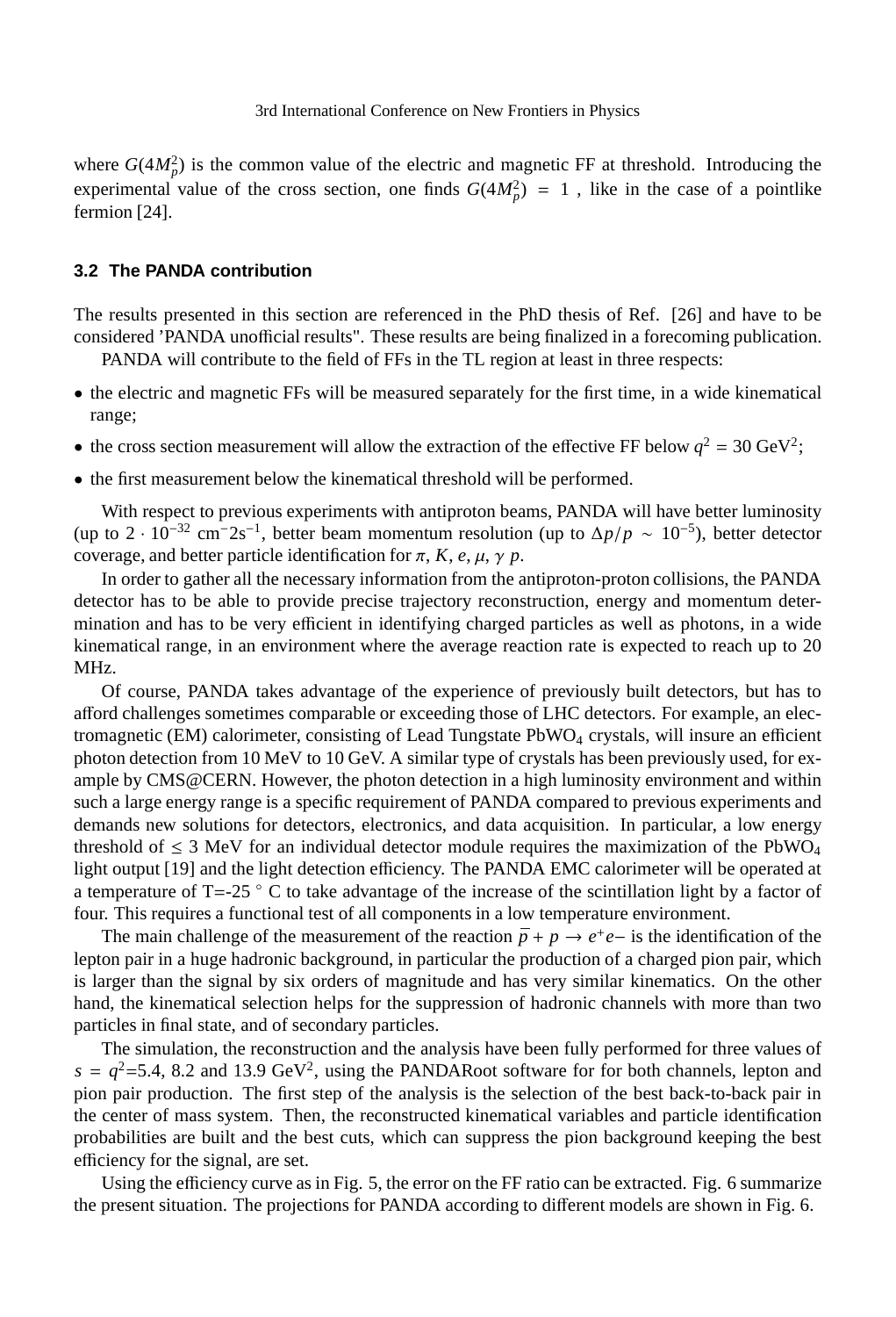where $G(4M_p^2)$ is the common value of the electric and magnetic FF at threshold. Introducing the experimental value of the cross section, one finds $G(4M_p^2) = 1$ , like in the case of a pointlike fermion [24].

### 3.2 The PANDA contribution

The results presented in this section are referenced in the PhD thesis of Ref. [26] and have to be considered 'PANDA unofficial results". These results are being finalized in a forecoming publication.

PANDA will contribute to the field of FFs in the TL region at least in three respects:

- the electric and magnetic FFs will be measured separately for the first time, in a wide kinematical range;
- the cross section measurement will allow the extraction of the effective FF below $q^2 = 30$ GeV$^2$;
- the first measurement below the kinematical threshold will be performed.

With respect to previous experiments with antiproton beams, PANDA will have better luminosity (up to $2 \cdot 10^{-32}$ cm$^{-}2$s$^{-1}$, better beam momentum resolution (up to $\Delta p/p \sim 10^{-5}$), better detector coverage, and better particle identification for $\pi$, $K$, $e$, $\mu$, $\gamma$ $p$.

In order to gather all the necessary information from the antiproton-proton collisions, the PANDA detector has to be able to provide precise trajectory reconstruction, energy and momentum determination and has to be very efficient in identifying charged particles as well as photons, in a wide kinematical range, in an environment where the average reaction rate is expected to reach up to 20 MHz.

Of course, PANDA takes advantage of the experience of previously built detectors, but has to afford challenges sometimes comparable or exceeding those of LHC detectors. For example, an electromagnetic (EM) calorimeter, consisting of Lead Tungstate $PbWO_4$ crystals, will insure an efficient photon detection from 10 MeV to 10 GeV. A similar type of crystals has been previously used, for example by CMS@CERN. However, the photon detection in a high luminosity environment and within such a large energy range is a specific requirement of PANDA compared to previous experiments and demands new solutions for detectors, electronics, and data acquisition. In particular, a low energy threshold of $\leq 3$ MeV for an individual detector module requires the maximization of the $PbWO_4$ light output [19] and the light detection efficiency. The PANDA EMC calorimeter will be operated at a temperature of T=-25 $^\circ$ C to take advantage of the increase of the scintillation light by a factor of four. This requires a functional test of all components in a low temperature environment.

The main challenge of the measurement of the reaction $\bar{p} + p \to e^+e-$ is the identification of the lepton pair in a huge hadronic background, in particular the production of a charged pion pair, which is larger than the signal by six orders of magnitude and has very similar kinematics. On the other hand, the kinematical selection helps for the suppression of hadronic channels with more than two particles in final state, and of secondary particles.

The simulation, the reconstruction and the analysis have been fully performed for three values of $s = q^2$=5.4, 8.2 and 13.9 GeV$^2$, using the PANDARoot software for for both channels, lepton and pion pair production. The first step of the analysis is the selection of the best back-to-back pair in the center of mass system. Then, the reconstructed kinematical variables and particle identification probabilities are built and the best cuts, which can suppress the pion background keeping the best efficiency for the signal, are set.

Using the efficiency curve as in Fig. 5, the error on the FF ratio can be extracted. Fig. 6 summarize the present situation. The projections for PANDA according to different models are shown in Fig. 6.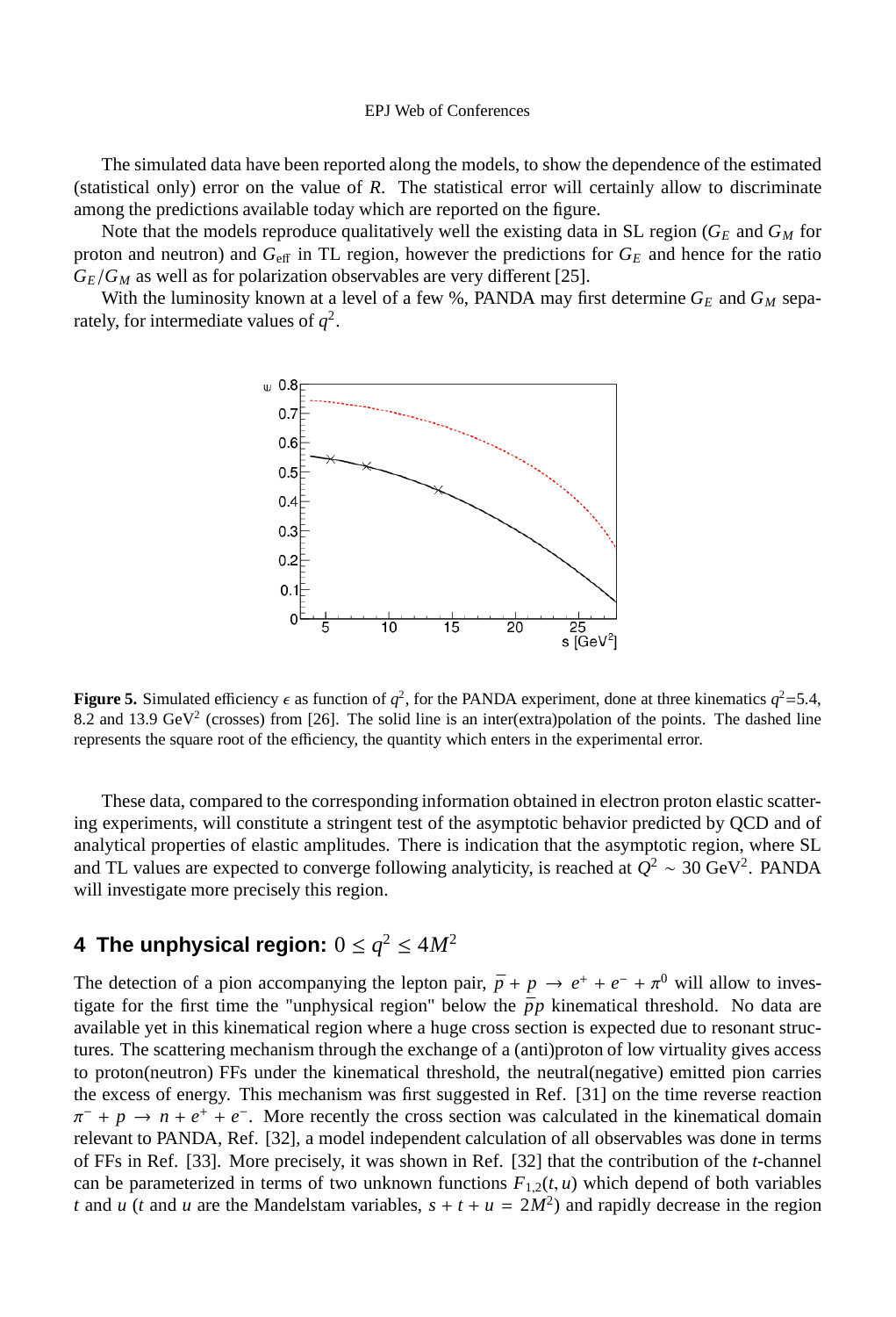The simulated data have been reported along the models, to show the dependence of the estimated (statistical only) error on the value of $R$. The statistical error will certainly allow to discriminate among the predictions available today which are reported on the figure.

Note that the models reproduce qualitatively well the existing data in SL region ($G_E$ and $G_M$ for proton and neutron) and $G_{\rm eff}$ in TL region, however the predictions for $G_E$ and hence for the ratio $G_E/G_M$ as well as for polarization observables are very different [25].

With the luminosity known at a level of a few %, PANDA may first determine $G_E$ and $G_M$ separately, for intermediate values of $q^2$.

**Figure 5.** Simulated efficiency $\epsilon$ as function of $q^2$, for the PANDA experiment, done at three kinematics $q^2$=5.4, 8.2 and 13.9 GeV$^2$ (crosses) from [26]. The solid line is an inter(extra)polation of the points. The dashed line represents the square root of the efficiency, the quantity which enters in the experimental error.

These data, compared to the corresponding information obtained in electron proton elastic scattering experiments, will constitute a stringent test of the asymptotic behavior predicted by QCD and of analytical properties of elastic amplitudes. There is indication that the asymptotic region, where SL and TL values are expected to converge following analyticity, is reached at $Q^2 \sim 30$ GeV$^2$. PANDA will investigate more precisely this region.

## 4 The unphysical region: $0 \leq q^2 \leq 4M^2$

The detection of a pion accompanying the lepton pair, $\bar{p} + p \rightarrow e^+ + e^- + \pi^0$ will allow to investigate for the first time the "unphysical region" below the $\bar{p}p$ kinematical threshold. No data are available yet in this kinematical region where a huge cross section is expected due to resonant structures. The scattering mechanism through the exchange of a (anti)proton of low virtuality gives access to proton(neutron) FFs under the kinematical threshold, the neutral(negative) emitted pion carries the excess of energy. This mechanism was first suggested in Ref. [31] on the time reverse reaction $\pi^- + p \rightarrow n + e^+ + e^-$. More recently the cross section was calculated in the kinematical domain relevant to PANDA, Ref. [32], a model independent calculation of all observables was done in terms of FFs in Ref. [33]. More precisely, it was shown in Ref. [32] that the contribution of the $t$-channel can be parameterized in terms of two unknown functions $F_{1,2}(t,u)$ which depend of both variables $t$ and $u$ ($t$ and $u$ are the Mandelstam variables, $s + t + u = 2M^2$) and rapidly decrease in the region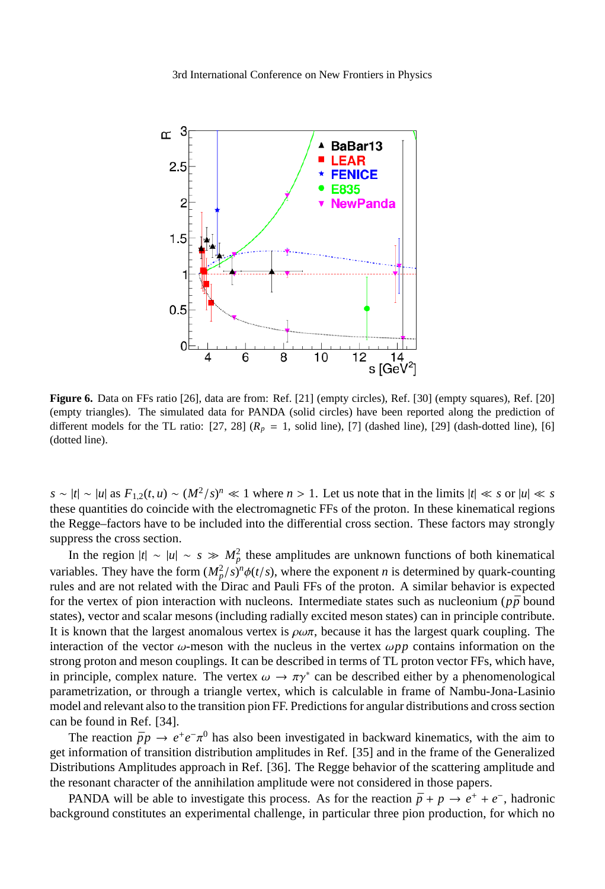**Figure 6.** Data on FFs ratio [26], data are from: Ref. [21] (empty circles), Ref. [30] (empty squares), Ref. [20] (empty triangles). The simulated data for PANDA (solid circles) have been reported along the prediction of different models for the TL ratio: [27, 28] ($R_p = 1$, solid line), [7] (dashed line), [29] (dash-dotted line), [6] (dotted line).

$s \sim |t| \sim |u|$ as $F_{1,2}(t, u) \sim (M^2/s)^n \ll 1$ where $n > 1$. Let us note that in the limits $|t| \ll s$ or $|u| \ll s$ these quantities do coincide with the electromagnetic FFs of the proton. In these kinematical regions the Regge–factors have to be included into the differential cross section. These factors may strongly suppress the cross section.

In the region $|t| \sim |u| \sim s \gg M_p^2$ these amplitudes are unknown functions of both kinematical variables. They have the form $(M_p^2/s)^n \phi(t/s)$, where the exponent $n$ is determined by quark-counting rules and are not related with the Dirac and Pauli FFs of the proton. A similar behavior is expected for the vertex of pion interaction with nucleons. Intermediate states such as nucleonium ($p\bar{p}$ bound states), vector and scalar mesons (including radially excited meson states) can in principle contribute. It is known that the largest anomalous vertex is $\rho\omega\pi$, because it has the largest quark coupling. The interaction of the vector $\omega$-meson with the nucleus in the vertex $\omega pp$ contains information on the strong proton and meson couplings. It can be described in terms of TL proton vector FFs, which have, in principle, complex nature. The vertex $\omega \to \pi\gamma^*$ can be described either by a phenomenological parametrization, or through a triangle vertex, which is calculable in frame of Nambu-Jona-Lasinio model and relevant also to the transition pion FF. Predictions for angular distributions and cross section can be found in Ref. [34].

The reaction $\bar{p}p \to e^+e^-\pi^0$ has also been investigated in backward kinematics, with the aim to get information of transition distribution amplitudes in Ref. [35] and in the frame of the Generalized Distributions Amplitudes approach in Ref. [36]. The Regge behavior of the scattering amplitude and the resonant character of the annihilation amplitude were not considered in those papers.

PANDA will be able to investigate this process. As for the reaction $\bar{p} + p \to e^+ + e^-$, hadronic background constitutes an experimental challenge, in particular three pion production, for which no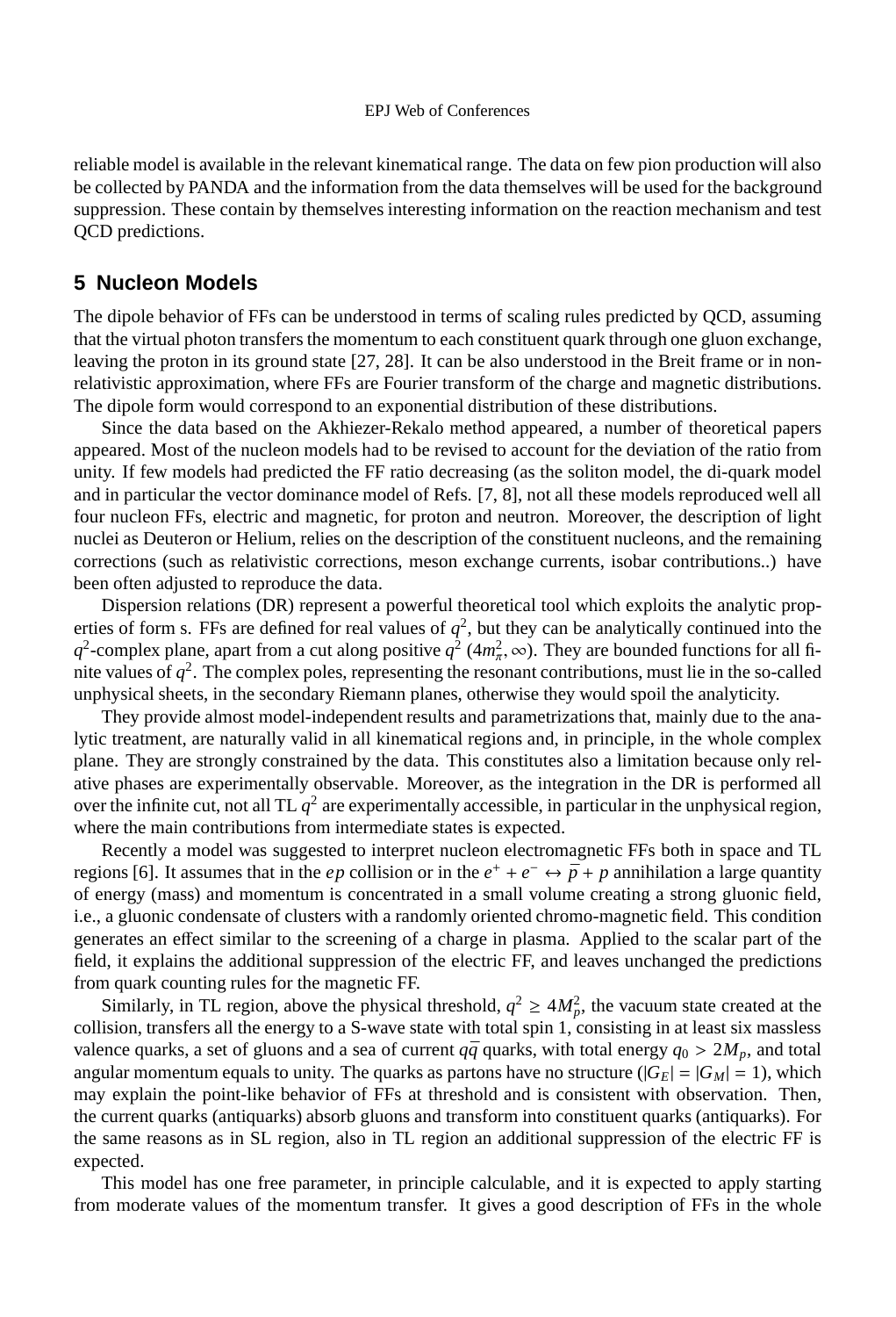reliable model is available in the relevant kinematical range. The data on few pion production will also be collected by PANDA and the information from the data themselves will be used for the background suppression. These contain by themselves interesting information on the reaction mechanism and test QCD predictions.

## 5 Nucleon Models

The dipole behavior of FFs can be understood in terms of scaling rules predicted by QCD, assuming that the virtual photon transfers the momentum to each constituent quark through one gluon exchange, leaving the proton in its ground state [27, 28]. It can be also understood in the Breit frame or in non-relativistic approximation, where FFs are Fourier transform of the charge and magnetic distributions. The dipole form would correspond to an exponential distribution of these distributions.

Since the data based on the Akhiezer-Rekalo method appeared, a number of theoretical papers appeared. Most of the nucleon models had to be revised to account for the deviation of the ratio from unity. If few models had predicted the FF ratio decreasing (as the soliton model, the di-quark model and in particular the vector dominance model of Refs. [7, 8], not all these models reproduced well all four nucleon FFs, electric and magnetic, for proton and neutron. Moreover, the description of light nuclei as Deuteron or Helium, relies on the description of the constituent nucleons, and the remaining corrections (such as relativistic corrections, meson exchange currents, isobar contributions..) have been often adjusted to reproduce the data.

Dispersion relations (DR) represent a powerful theoretical tool which exploits the analytic properties of form s. FFs are defined for real values of $q^2$, but they can be analytically continued into the $q^2$-complex plane, apart from a cut along positive $q^2$ $(4m_\pi^2, \infty)$. They are bounded functions for all finite values of $q^2$. The complex poles, representing the resonant contributions, must lie in the so-called unphysical sheets, in the secondary Riemann planes, otherwise they would spoil the analyticity.

They provide almost model-independent results and parametrizations that, mainly due to the analytic treatment, are naturally valid in all kinematical regions and, in principle, in the whole complex plane. They are strongly constrained by the data. This constitutes also a limitation because only relative phases are experimentally observable. Moreover, as the integration in the DR is performed all over the infinite cut, not all TL $q^2$ are experimentally accessible, in particular in the unphysical region, where the main contributions from intermediate states is expected.

Recently a model was suggested to interpret nucleon electromagnetic FFs both in space and TL regions [6]. It assumes that in the $ep$ collision or in the $e^+ + e^- \leftrightarrow \bar{p} + p$ annihilation a large quantity of energy (mass) and momentum is concentrated in a small volume creating a strong gluonic field, i.e., a gluonic condensate of clusters with a randomly oriented chromo-magnetic field. This condition generates an effect similar to the screening of a charge in plasma. Applied to the scalar part of the field, it explains the additional suppression of the electric FF, and leaves unchanged the predictions from quark counting rules for the magnetic FF.

Similarly, in TL region, above the physical threshold, $q^2 \geq 4M_p^2$, the vacuum state created at the collision, transfers all the energy to a S-wave state with total spin 1, consisting in at least six massless valence quarks, a set of gluons and a sea of current $q\bar{q}$ quarks, with total energy $q_0 > 2M_p$, and total angular momentum equals to unity. The quarks as partons have no structure ($|G_E| = |G_M| = 1$), which may explain the point-like behavior of FFs at threshold and is consistent with observation. Then, the current quarks (antiquarks) absorb gluons and transform into constituent quarks (antiquarks). For the same reasons as in SL region, also in TL region an additional suppression of the electric FF is expected.

This model has one free parameter, in principle calculable, and it is expected to apply starting from moderate values of the momentum transfer. It gives a good description of FFs in the whole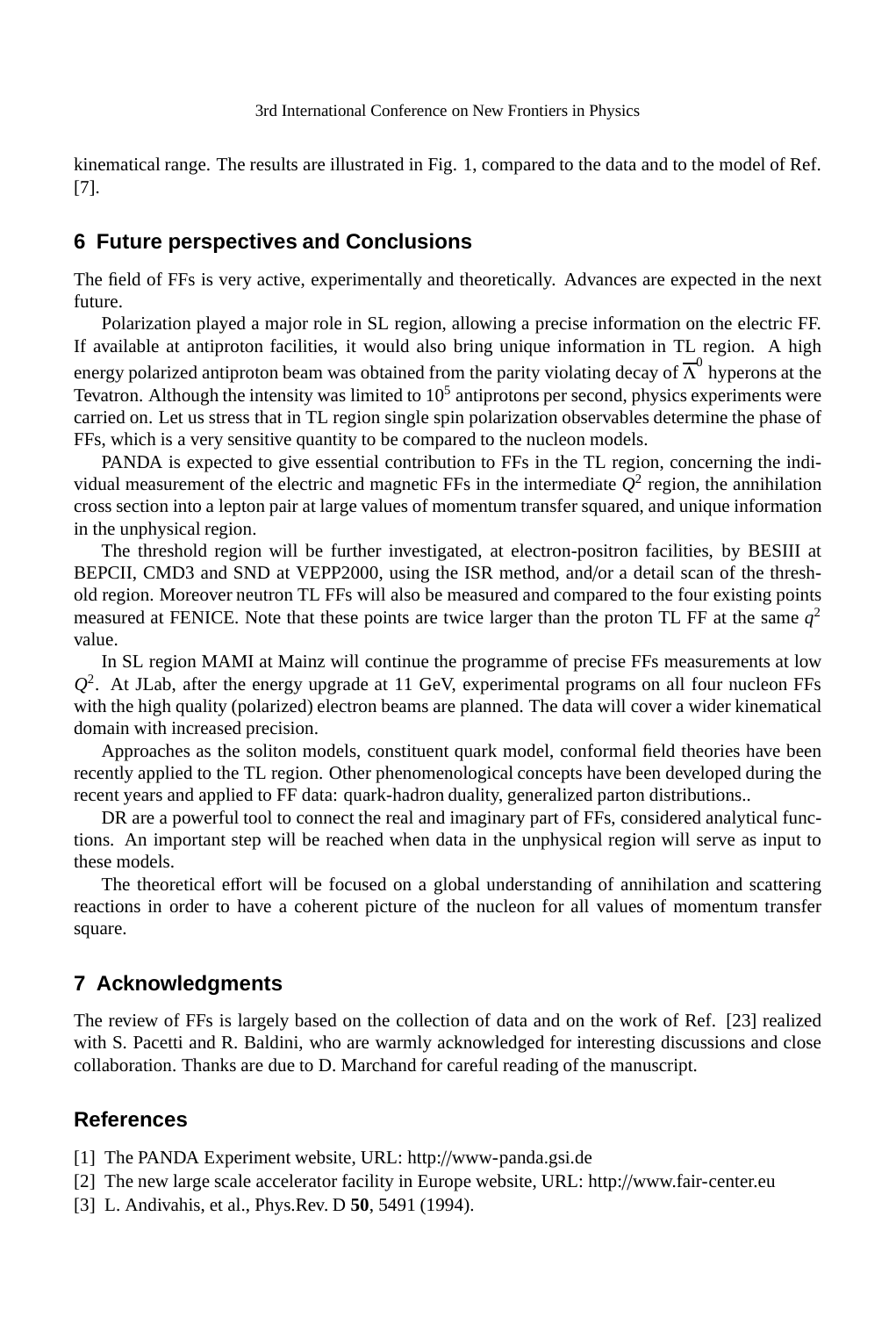kinematical range. The results are illustrated in Fig. 1, compared to the data and to the model of Ref. [7].

## 6 Future perspectives and Conclusions

The field of FFs is very active, experimentally and theoretically. Advances are expected in the next future.

Polarization played a major role in SL region, allowing a precise information on the electric FF. If available at antiproton facilities, it would also bring unique information in TL region. A high energy polarized antiproton beam was obtained from the parity violating decay of $\overline{\Lambda}^0$ hyperons at the Tevatron. Although the intensity was limited to $10^5$ antiprotons per second, physics experiments were carried on. Let us stress that in TL region single spin polarization observables determine the phase of FFs, which is a very sensitive quantity to be compared to the nucleon models.

PANDA is expected to give essential contribution to FFs in the TL region, concerning the individual measurement of the electric and magnetic FFs in the intermediate $Q^2$ region, the annihilation cross section into a lepton pair at large values of momentum transfer squared, and unique information in the unphysical region.

The threshold region will be further investigated, at electron-positron facilities, by BESIII at BEPCII, CMD3 and SND at VEPP2000, using the ISR method, and/or a detail scan of the threshold region. Moreover neutron TL FFs will also be measured and compared to the four existing points measured at FENICE. Note that these points are twice larger than the proton TL FF at the same $q^2$ value.

In SL region MAMI at Mainz will continue the programme of precise FFs measurements at low $Q^2$. At JLab, after the energy upgrade at 11 GeV, experimental programs on all four nucleon FFs with the high quality (polarized) electron beams are planned. The data will cover a wider kinematical domain with increased precision.

Approaches as the soliton models, constituent quark model, conformal field theories have been recently applied to the TL region. Other phenomenological concepts have been developed during the recent years and applied to FF data: quark-hadron duality, generalized parton distributions..

DR are a powerful tool to connect the real and imaginary part of FFs, considered analytical functions. An important step will be reached when data in the unphysical region will serve as input to these models.

The theoretical effort will be focused on a global understanding of annihilation and scattering reactions in order to have a coherent picture of the nucleon for all values of momentum transfer square.

## 7 Acknowledgments

The review of FFs is largely based on the collection of data and on the work of Ref. [23] realized with S. Pacetti and R. Baldini, who are warmly acknowledged for interesting discussions and close collaboration. Thanks are due to D. Marchand for careful reading of the manuscript.

## References

[1] The PANDA Experiment website, URL: http://www-panda.gsi.de

[2] The new large scale accelerator facility in Europe website, URL: http://www.fair-center.eu

[3] L. Andivahis, et al., Phys.Rev. D **50**, 5491 (1994).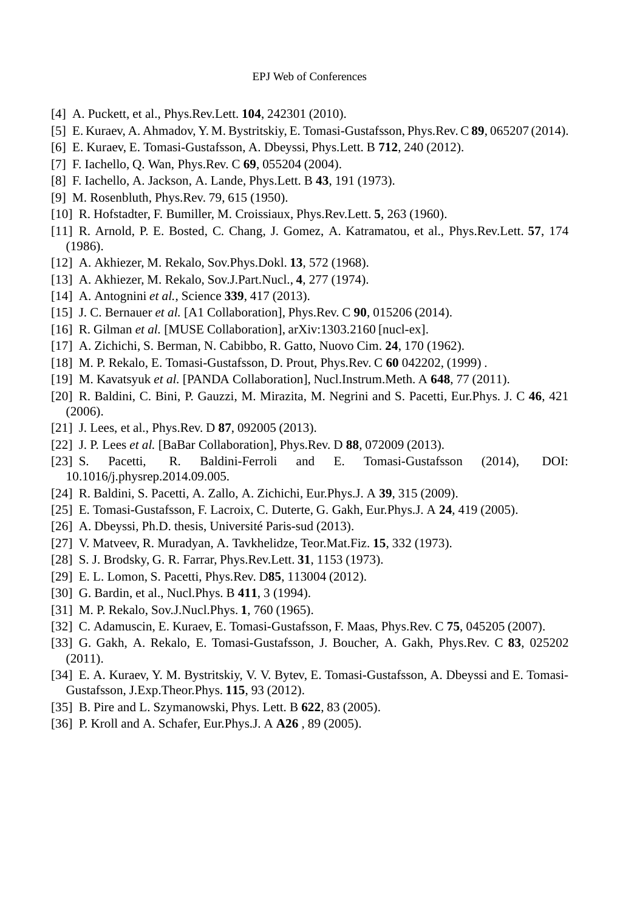[4] A. Puckett, et al., Phys.Rev.Lett. **104**, 242301 (2010).

[5] E. Kuraev, A. Ahmadov, Y. M. Bystritskiy, E. Tomasi-Gustafsson, Phys.Rev. C **89**, 065207 (2014).

[6] E. Kuraev, E. Tomasi-Gustafsson, A. Dbeyssi, Phys.Lett. B **712**, 240 (2012).

[7] F. Iachello, Q. Wan, Phys.Rev. C **69**, 055204 (2004).

[8] F. Iachello, A. Jackson, A. Lande, Phys.Lett. B **43**, 191 (1973).

[9] M. Rosenbluth, Phys.Rev. 79, 615 (1950).

[10] R. Hofstadter, F. Bumiller, M. Croissiaux, Phys.Rev.Lett. **5**, 263 (1960).

[11] R. Arnold, P. E. Bosted, C. Chang, J. Gomez, A. Katramatou, et al., Phys.Rev.Lett. **57**, 174 (1986).

[12] A. Akhiezer, M. Rekalo, Sov.Phys.Dokl. **13**, 572 (1968).

[13] A. Akhiezer, M. Rekalo, Sov.J.Part.Nucl., **4**, 277 (1974).

[14] A. Antognini *et al.*, Science **339**, 417 (2013).

[15] J. C. Bernauer *et al.* [A1 Collaboration], Phys.Rev. C **90**, 015206 (2014).

[16] R. Gilman *et al.* [MUSE Collaboration], arXiv:1303.2160 [nucl-ex].

[17] A. Zichichi, S. Berman, N. Cabibbo, R. Gatto, Nuovo Cim. **24**, 170 (1962).

[18] M. P. Rekalo, E. Tomasi-Gustafsson, D. Prout, Phys.Rev. C **60** 042202, (1999) .

[19] M. Kavatsyuk *et al.* [PANDA Collaboration], Nucl.Instrum.Meth. A **648**, 77 (2011).

[20] R. Baldini, C. Bini, P. Gauzzi, M. Mirazita, M. Negrini and S. Pacetti, Eur.Phys. J. C **46**, 421 (2006).

[21] J. Lees, et al., Phys.Rev. D **87**, 092005 (2013).

[22] J. P. Lees *et al.* [BaBar Collaboration], Phys.Rev. D **88**, 072009 (2013).

[23] S. Pacetti, R. Baldini-Ferroli and E. Tomasi-Gustafsson (2014), DOI: 10.1016/j.physrep.2014.09.005.

[24] R. Baldini, S. Pacetti, A. Zallo, A. Zichichi, Eur.Phys.J. A **39**, 315 (2009).

[25] E. Tomasi-Gustafsson, F. Lacroix, C. Duterte, G. Gakh, Eur.Phys.J. A **24**, 419 (2005).

[26] A. Dbeyssi, Ph.D. thesis, Université Paris-sud (2013).

[27] V. Matveev, R. Muradyan, A. Tavkhelidze, Teor.Mat.Fiz. **15**, 332 (1973).

[28] S. J. Brodsky, G. R. Farrar, Phys.Rev.Lett. **31**, 1153 (1973).

[29] E. L. Lomon, S. Pacetti, Phys.Rev. D**85**, 113004 (2012).

[30] G. Bardin, et al., Nucl.Phys. B **411**, 3 (1994).

[31] M. P. Rekalo, Sov.J.Nucl.Phys. **1**, 760 (1965).

[32] C. Adamuscin, E. Kuraev, E. Tomasi-Gustafsson, F. Maas, Phys.Rev. C **75**, 045205 (2007).

[33] G. Gakh, A. Rekalo, E. Tomasi-Gustafsson, J. Boucher, A. Gakh, Phys.Rev. C **83**, 025202 (2011).

[34] E. A. Kuraev, Y. M. Bystritskiy, V. V. Bytev, E. Tomasi-Gustafsson, A. Dbeyssi and E. Tomasi-Gustafsson, J.Exp.Theor.Phys. **115**, 93 (2012).

[35] B. Pire and L. Szymanowski, Phys. Lett. B **622**, 83 (2005).

[36] P. Kroll and A. Schafer, Eur.Phys.J. A **A26** , 89 (2005).